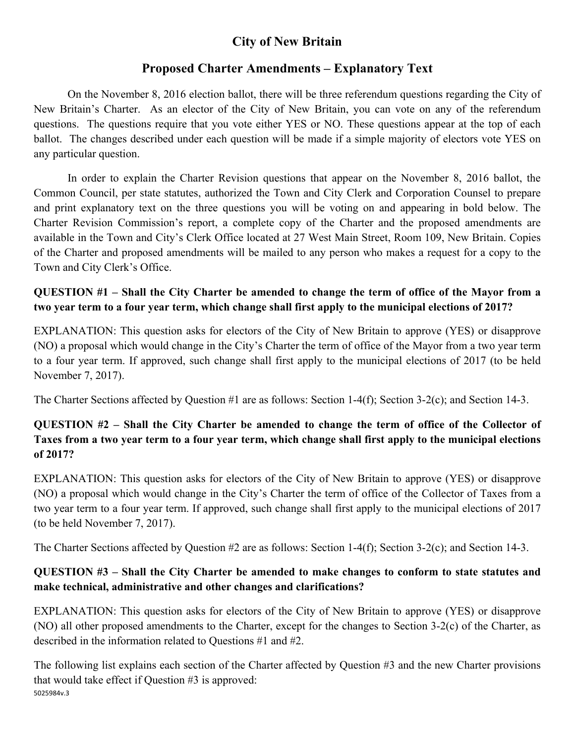# City of New Britain

## Proposed Charter Amendments – Explanatory Text

On the November 8, 2016 election ballot, there will be three referendum questions regarding the City of New Britain's Charter. As an elector of the City of New Britain, you can vote on any of the referendum questions. The questions require that you vote either YES or NO. These questions appear at the top of each ballot. The changes described under each question will be made if a simple majority of electors vote YES on any particular question.

In order to explain the Charter Revision questions that appear on the November 8, 2016 ballot, the Common Council, per state statutes, authorized the Town and City Clerk and Corporation Counsel to prepare and print explanatory text on the three questions you will be voting on and appearing in bold below. The Charter Revision Commission's report, a complete copy of the Charter and the proposed amendments are available in the Town and City's Clerk Office located at 27 West Main Street, Room 109, New Britain. Copies of the Charter and proposed amendments will be mailed to any person who makes a request for a copy to the Town and City Clerk's Office.

**QUESTION #1 – Shall the City Charter be amended to change the term of office of the Mayor from a two year term to a four year term, which change shall first apply to the municipal elections of 2017?**

EXPLANATION: This question asks for electors of the City of New Britain to approve (YES) or disapprove (NO) a proposal which would change in the City's Charter the term of office of the Mayor from a two year term to a four year term. If approved, such change shall first apply to the municipal elections of 2017 (to be held November 7, 2017).

The Charter Sections affected by Question #1 are as follows: Section 1-4(f); Section 3-2(c); and Section 14-3.

**QUESTION #2 – Shall the City Charter be amended to change the term of office of the Collector of Taxes from a two year term to a four year term, which change shall first apply to the municipal elections of 2017?**

EXPLANATION: This question asks for electors of the City of New Britain to approve (YES) or disapprove (NO) a proposal which would change in the City's Charter the term of office of the Collector of Taxes from a two year term to a four year term. If approved, such change shall first apply to the municipal elections of 2017 (to be held November 7, 2017).

The Charter Sections affected by Question #2 are as follows: Section 1-4(f); Section 3-2(c); and Section 14-3.

**QUESTION #3 – Shall the City Charter be amended to make changes to conform to state statutes and make technical, administrative and other changes and clarifications?**

EXPLANATION: This question asks for electors of the City of New Britain to approve (YES) or disapprove (NO) all other proposed amendments to the Charter, except for the changes to Section 3-2(c) of the Charter, as described in the information related to Questions #1 and #2.

The following list explains each section of the Charter affected by Question #3 and the new Charter provisions that would take effect if Question #3 is approved: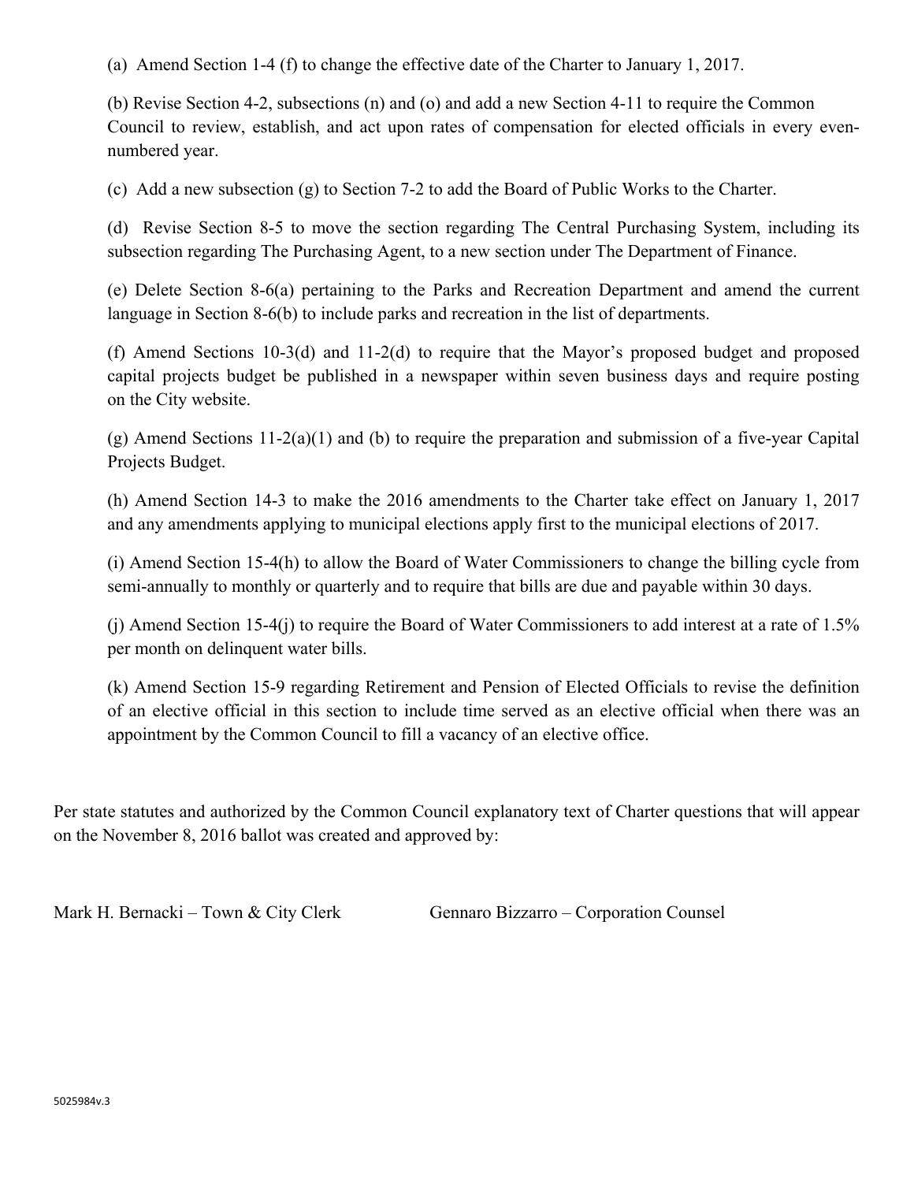(a) Amend Section 1-4 (f) to change the effective date of the Charter to January 1, 2017.

(b) Revise Section 4-2, subsections (n) and (o) and add a new Section 4-11 to require the Common Council to review, establish, and act upon rates of compensation for elected officials in every even-numbered year.

(c) Add a new subsection (g) to Section 7-2 to add the Board of Public Works to the Charter.

(d) Revise Section 8-5 to move the section regarding The Central Purchasing System, including its subsection regarding The Purchasing Agent, to a new section under The Department of Finance.

(e) Delete Section 8-6(a) pertaining to the Parks and Recreation Department and amend the current language in Section 8-6(b) to include parks and recreation in the list of departments.

(f) Amend Sections 10-3(d) and 11-2(d) to require that the Mayor's proposed budget and proposed capital projects budget be published in a newspaper within seven business days and require posting on the City website.

(g) Amend Sections 11-2(a)(1) and (b) to require the preparation and submission of a five-year Capital Projects Budget.

(h) Amend Section 14-3 to make the 2016 amendments to the Charter take effect on January 1, 2017 and any amendments applying to municipal elections apply first to the municipal elections of 2017.

(i) Amend Section 15-4(h) to allow the Board of Water Commissioners to change the billing cycle from semi-annually to monthly or quarterly and to require that bills are due and payable within 30 days.

(j) Amend Section 15-4(j) to require the Board of Water Commissioners to add interest at a rate of 1.5% per month on delinquent water bills.

(k) Amend Section 15-9 regarding Retirement and Pension of Elected Officials to revise the definition of an elective official in this section to include time served as an elective official when there was an appointment by the Common Council to fill a vacancy of an elective office.

Per state statutes and authorized by the Common Council explanatory text of Charter questions that will appear on the November 8, 2016 ballot was created and approved by:

Mark H. Bernacki – Town & City Clerk    Gennaro Bizzarro – Corporation Counsel

5025984v.3